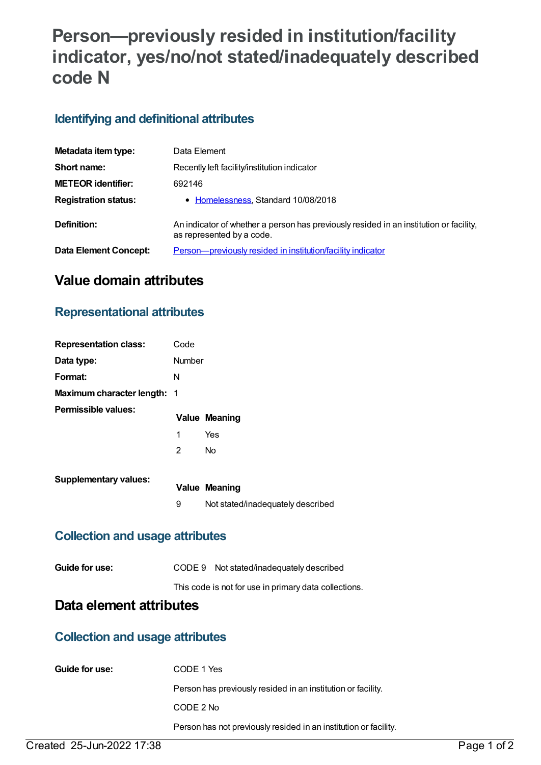# Person—previously resided in institution/facility indicator, yes/no/not stated/inadequately described code N

## Identifying and definitional attributes

| | |
|---|---|
| **Metadata item type:** | Data Element |
| **Short name:** | Recently left facility/institution indicator |
| **METEOR identifier:** | 692146 |
| **Registration status:** | • Homelessness, Standard 10/08/2018 |
| **Definition:** | An indicator of whether a person has previously resided in an institution or facility, as represented by a code. |
| **Data Element Concept:** | Person—previously resided in institution/facility indicator |

# Value domain attributes

## Representational attributes

| | |
|---|---|
| **Representation class:** | Code |
| **Data type:** | Number |
| **Format:** | N |
| **Maximum character length:** | 1 |

**Permissible values:**

| Value | Meaning |
|---|---|
| 1 | Yes |
| 2 | No |

**Supplementary values:**

| Value | Meaning |
|---|---|
| 9 | Not stated/inadequately described |

## Collection and usage attributes

**Guide for use:**

CODE 9 Not stated/inadequately described

This code is not for use in primary data collections.

# Data element attributes

## Collection and usage attributes

**Guide for use:**

CODE 1 Yes

Person has previously resided in an institution or facility.

CODE 2 No

Person has not previously resided in an institution or facility.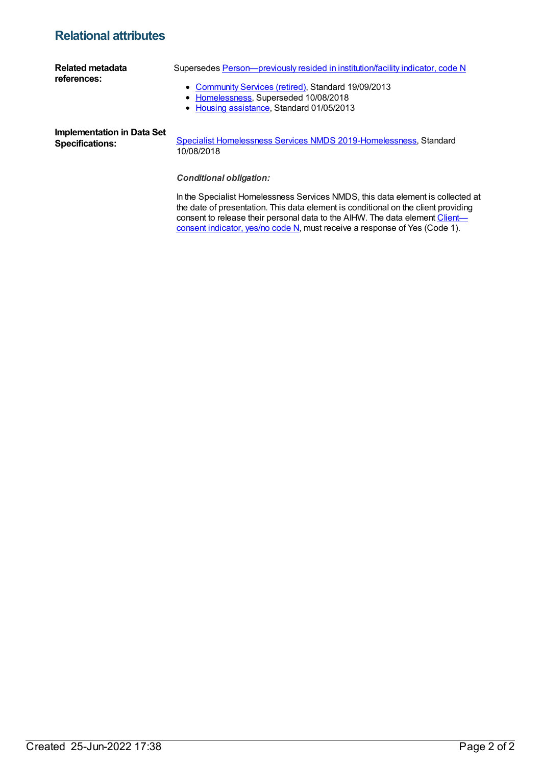## Relational attributes

**Related metadata references:**

Supersedes Person—previously resided in institution/facility indicator, code N

- Community Services (retired), Standard 19/09/2013
- Homelessness, Superseded 10/08/2018
- Housing assistance, Standard 01/05/2013

**Implementation in Data Set Specifications:**

Specialist Homelessness Services NMDS 2019-Homelessness, Standard 10/08/2018

***Conditional obligation:***

In the Specialist Homelessness Services NMDS, this data element is collected at the date of presentation. This data element is conditional on the client providing consent to release their personal data to the AIHW. The data element Client—consent indicator, yes/no code N, must receive a response of Yes (Code 1).